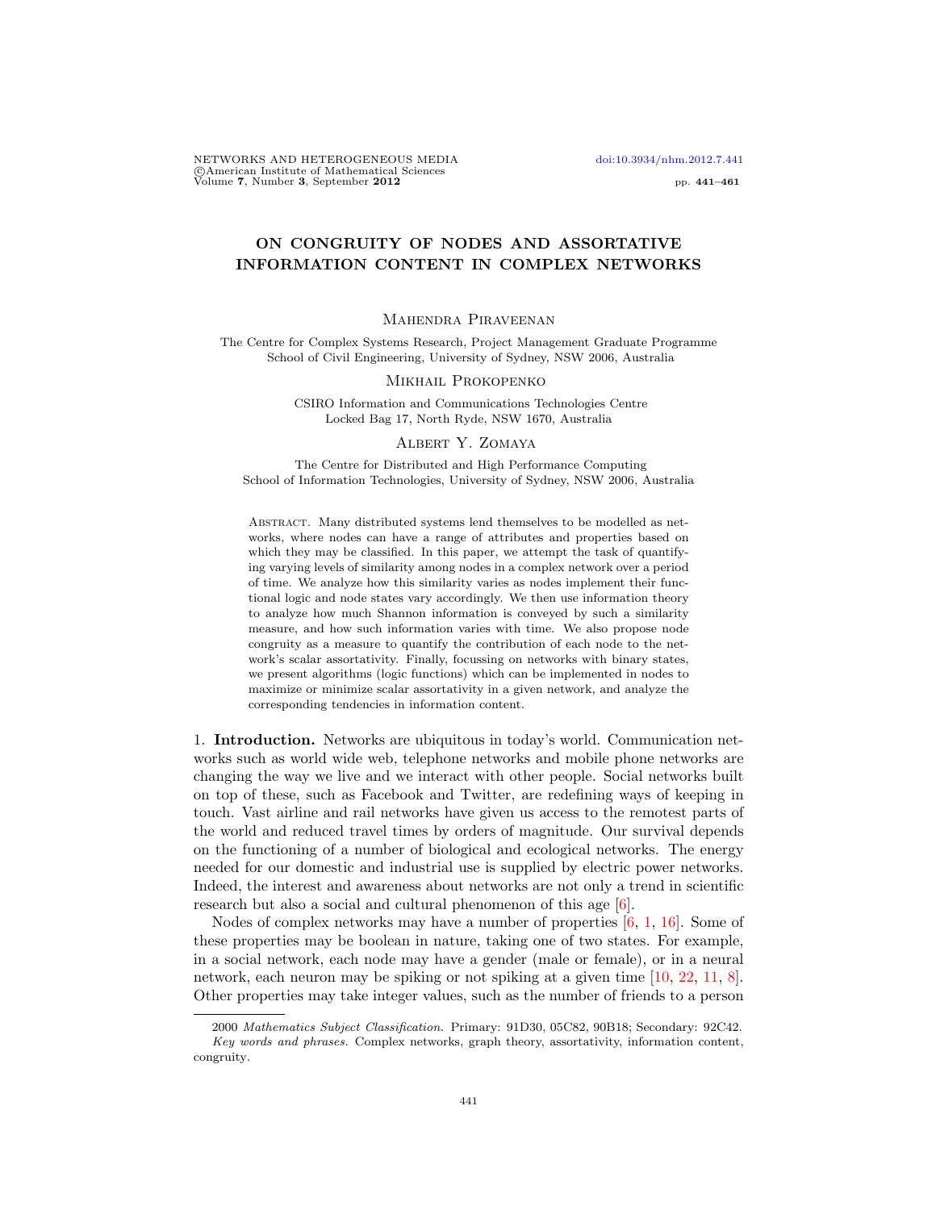# ON CONGRUITY OF NODES AND ASSORTATIVE INFORMATION CONTENT IN COMPLEX NETWORKS

Mahendra Piraveenan

The Centre for Complex Systems Research, Project Management Graduate Programme
School of Civil Engineering, University of Sydney, NSW 2006, Australia

Mikhail Prokopenko

CSIRO Information and Communications Technologies Centre
Locked Bag 17, North Ryde, NSW 1670, Australia

Albert Y. Zomaya

The Centre for Distributed and High Performance Computing
School of Information Technologies, University of Sydney, NSW 2006, Australia

Abstract. Many distributed systems lend themselves to be modelled as networks, where nodes can have a range of attributes and properties based on which they may be classified. In this paper, we attempt the task of quantifying varying levels of similarity among nodes in a complex network over a period of time. We analyze how this similarity varies as nodes implement their functional logic and node states vary accordingly. We then use information theory to analyze how much Shannon information is conveyed by such a similarity measure, and how such information varies with time. We also propose node congruity as a measure to quantify the contribution of each node to the network's scalar assortativity. Finally, focussing on networks with binary states, we present algorithms (logic functions) which can be implemented in nodes to maximize or minimize scalar assortativity in a given network, and analyze the corresponding tendencies in information content.

## 1. Introduction.

Networks are ubiquitous in today's world. Communication networks such as world wide web, telephone networks and mobile phone networks are changing the way we live and we interact with other people. Social networks built on top of these, such as Facebook and Twitter, are redefining ways of keeping in touch. Vast airline and rail networks have given us access to the remotest parts of the world and reduced travel times by orders of magnitude. Our survival depends on the functioning of a number of biological and ecological networks. The energy needed for our domestic and industrial use is supplied by electric power networks. Indeed, the interest and awareness about networks are not only a trend in scientific research but also a social and cultural phenomenon of this age [6].

Nodes of complex networks may have a number of properties [6, 1, 16]. Some of these properties may be boolean in nature, taking one of two states. For example, in a social network, each node may have a gender (male or female), or in a neural network, each neuron may be spiking or not spiking at a given time [10, 22, 11, 8]. Other properties may take integer values, such as the number of friends to a person

2000 *Mathematics Subject Classification.* Primary: 91D30, 05C82, 90B18; Secondary: 92C42.

*Key words and phrases.* Complex networks, graph theory, assortativity, information content, congruity.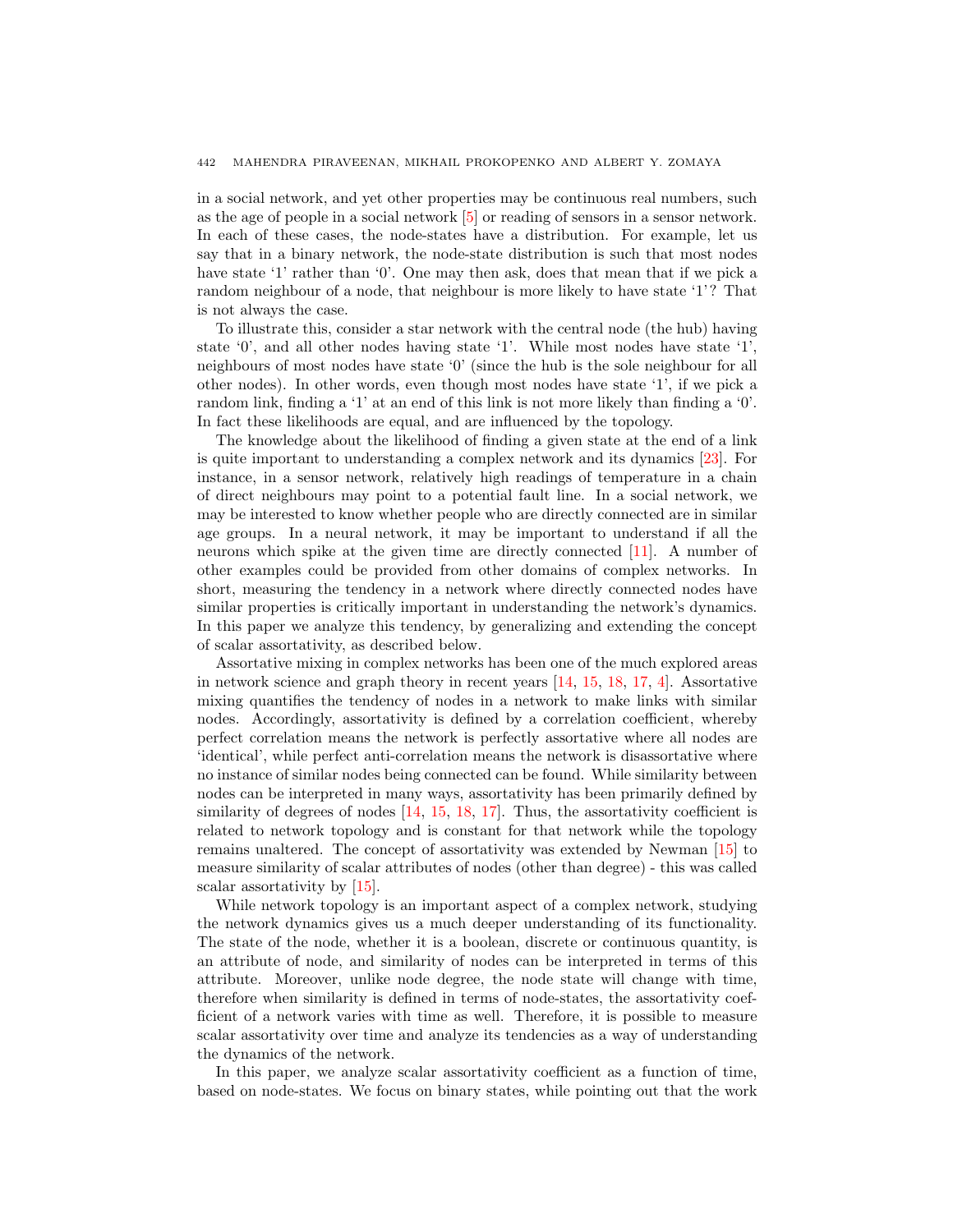in a social network, and yet other properties may be continuous real numbers, such as the age of people in a social network [5] or reading of sensors in a sensor network. In each of these cases, the node-states have a distribution. For example, let us say that in a binary network, the node-state distribution is such that most nodes have state '1' rather than '0'. One may then ask, does that mean that if we pick a random neighbour of a node, that neighbour is more likely to have state '1'? That is not always the case.

To illustrate this, consider a star network with the central node (the hub) having state '0', and all other nodes having state '1'. While most nodes have state '1', neighbours of most nodes have state '0' (since the hub is the sole neighbour for all other nodes). In other words, even though most nodes have state '1', if we pick a random link, finding a '1' at an end of this link is not more likely than finding a '0'. In fact these likelihoods are equal, and are influenced by the topology.

The knowledge about the likelihood of finding a given state at the end of a link is quite important to understanding a complex network and its dynamics [23]. For instance, in a sensor network, relatively high readings of temperature in a chain of direct neighbours may point to a potential fault line. In a social network, we may be interested to know whether people who are directly connected are in similar age groups. In a neural network, it may be important to understand if all the neurons which spike at the given time are directly connected [11]. A number of other examples could be provided from other domains of complex networks. In short, measuring the tendency in a network where directly connected nodes have similar properties is critically important in understanding the network's dynamics. In this paper we analyze this tendency, by generalizing and extending the concept of scalar assortativity, as described below.

Assortative mixing in complex networks has been one of the much explored areas in network science and graph theory in recent years [14, 15, 18, 17, 4]. Assortative mixing quantifies the tendency of nodes in a network to make links with similar nodes. Accordingly, assortativity is defined by a correlation coefficient, whereby perfect correlation means the network is perfectly assortative where all nodes are 'identical', while perfect anti-correlation means the network is disassortative where no instance of similar nodes being connected can be found. While similarity between nodes can be interpreted in many ways, assortativity has been primarily defined by similarity of degrees of nodes [14, 15, 18, 17]. Thus, the assortativity coefficient is related to network topology and is constant for that network while the topology remains unaltered. The concept of assortativity was extended by Newman [15] to measure similarity of scalar attributes of nodes (other than degree) - this was called scalar assortativity by [15].

While network topology is an important aspect of a complex network, studying the network dynamics gives us a much deeper understanding of its functionality. The state of the node, whether it is a boolean, discrete or continuous quantity, is an attribute of node, and similarity of nodes can be interpreted in terms of this attribute. Moreover, unlike node degree, the node state will change with time, therefore when similarity is defined in terms of node-states, the assortativity coefficient of a network varies with time as well. Therefore, it is possible to measure scalar assortativity over time and analyze its tendencies as a way of understanding the dynamics of the network.

In this paper, we analyze scalar assortativity coefficient as a function of time, based on node-states. We focus on binary states, while pointing out that the work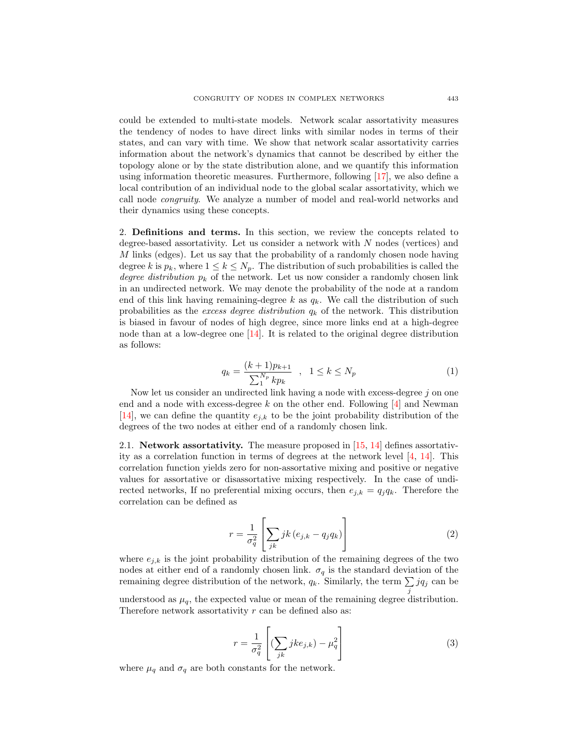could be extended to multi-state models. Network scalar assortativity measures the tendency of nodes to have direct links with similar nodes in terms of their states, and can vary with time. We show that network scalar assortativity carries information about the network's dynamics that cannot be described by either the topology alone or by the state distribution alone, and we quantify this information using information theoretic measures. Furthermore, following [17], we also define a local contribution of an individual node to the global scalar assortativity, which we call node *congruity*. We analyze a number of model and real-world networks and their dynamics using these concepts.

## 2. Definitions and terms.

In this section, we review the concepts related to degree-based assortativity. Let us consider a network with $N$ nodes (vertices) and $M$ links (edges). Let us say that the probability of a randomly chosen node having degree $k$ is $p_k$, where $1 \leq k \leq N_p$. The distribution of such probabilities is called the *degree distribution* $p_k$ of the network. Let us now consider a randomly chosen link in an undirected network. We may denote the probability of the node at a random end of this link having remaining-degree $k$ as $q_k$. We call the distribution of such probabilities as the *excess degree distribution* $q_k$ of the network. This distribution is biased in favour of nodes of high degree, since more links end at a high-degree node than at a low-degree one [14]. It is related to the original degree distribution as follows:

$$q_k = \frac{(k+1)p_{k+1}}{\sum_1^{N_p} kp_k} \quad , \quad 1 \leq k \leq N_p \tag{1}$$

Now let us consider an undirected link having a node with excess-degree $j$ on one end and a node with excess-degree $k$ on the other end. Following [4] and Newman [14], we can define the quantity $e_{j,k}$ to be the joint probability distribution of the degrees of the two nodes at either end of a randomly chosen link.

### 2.1. Network assortativity.

The measure proposed in [15, 14] defines assortativity as a correlation function in terms of degrees at the network level [4, 14]. This correlation function yields zero for non-assortative mixing and positive or negative values for assortative or disassortative mixing respectively. In the case of undirected networks, If no preferential mixing occurs, then $e_{j,k} = q_j q_k$. Therefore the correlation can be defined as

$$r = \frac{1}{\sigma_q^2}\left[\sum_{jk} jk\left(e_{j,k} - q_j q_k\right)\right] \tag{2}$$

where $e_{j,k}$ is the joint probability distribution of the remaining degrees of the two nodes at either end of a randomly chosen link. $\sigma_q$ is the standard deviation of the remaining degree distribution of the network, $q_k$. Similarly, the term $\sum_j jq_j$ can be understood as $\mu_q$, the expected value or mean of the remaining degree distribution. Therefore network assortativity $r$ can be defined also as:

$$r = \frac{1}{\sigma_q^2}\left[(\sum_{jk} jke_{j,k}) - \mu_q^2\right] \tag{3}$$

where $\mu_q$ and $\sigma_q$ are both constants for the network.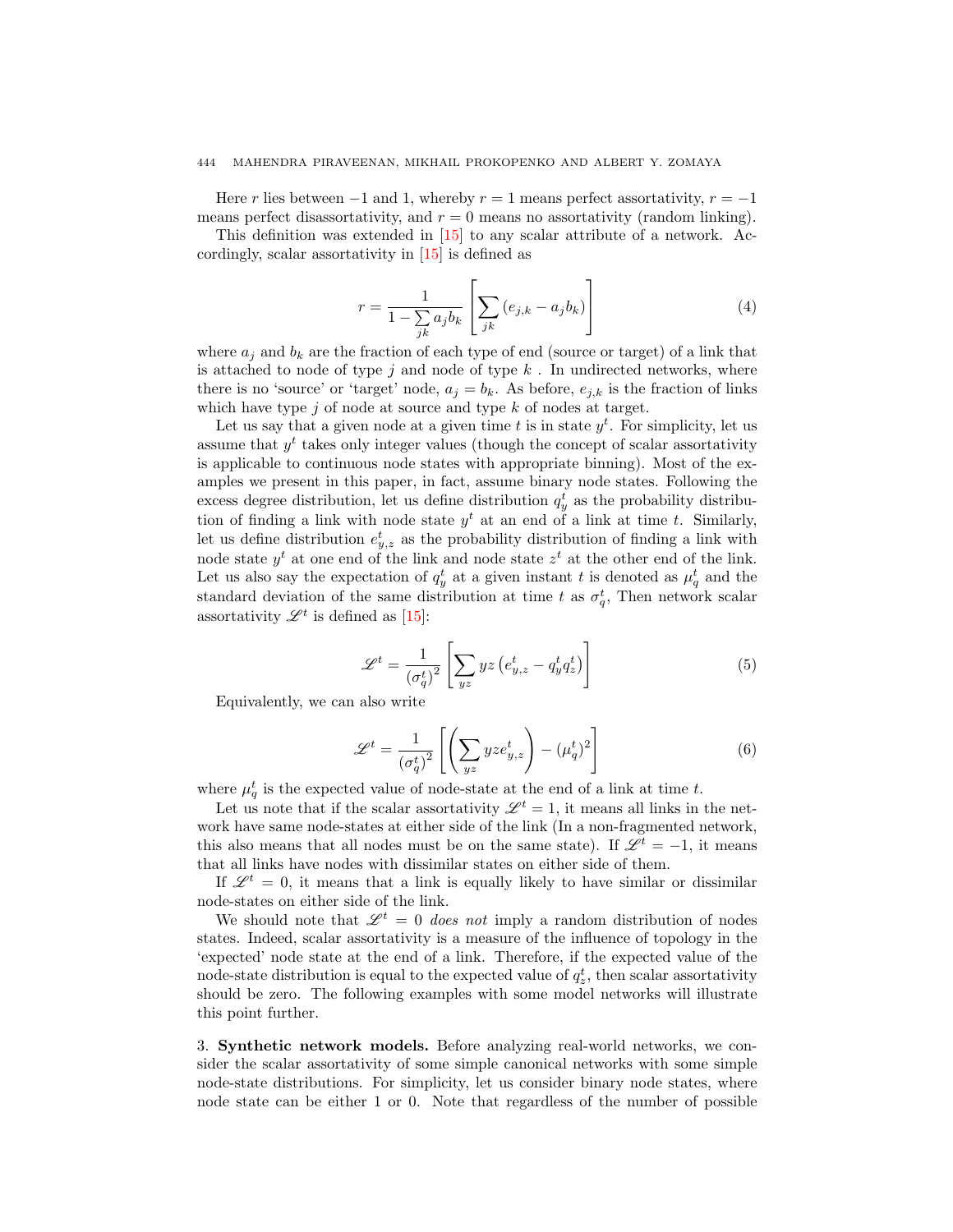Here $r$ lies between $-1$ and 1, whereby $r = 1$ means perfect assortativity, $r = -1$ means perfect disassortativity, and $r = 0$ means no assortativity (random linking).

This definition was extended in [15] to any scalar attribute of a network. Accordingly, scalar assortativity in [15] is defined as

$$r = \frac{1}{1 - \sum_{jk} a_j b_k} \left[ \sum_{jk} \left( e_{j,k} - a_j b_k \right) \right] \tag{4}$$

where $a_j$ and $b_k$ are the fraction of each type of end (source or target) of a link that is attached to node of type $j$ and node of type $k$ . In undirected networks, where there is no 'source' or 'target' node, $a_j = b_k$. As before, $e_{j,k}$ is the fraction of links which have type $j$ of node at source and type $k$ of nodes at target.

Let us say that a given node at a given time $t$ is in state $y^t$. For simplicity, let us assume that $y^t$ takes only integer values (though the concept of scalar assortativity is applicable to continuous node states with appropriate binning). Most of the examples we present in this paper, in fact, assume binary node states. Following the excess degree distribution, let us define distribution $q_y^t$ as the probability distribution of finding a link with node state $y^t$ at an end of a link at time $t$. Similarly, let us define distribution $e_{y,z}^t$ as the probability distribution of finding a link with node state $y^t$ at one end of the link and node state $z^t$ at the other end of the link. Let us also say the expectation of $q_y^t$ at a given instant $t$ is denoted as $\mu_q^t$ and the standard deviation of the same distribution at time $t$ as $\sigma_q^t$, Then network scalar assortativity $\mathscr{L}^t$ is defined as [15]:

$$\mathscr{L}^t = \frac{1}{(\sigma_q^t)^2} \left[ \sum_{yz} yz \left( e_{y,z}^t - q_y^t q_z^t \right) \right] \tag{5}$$

Equivalently, we can also write

$$\mathscr{L}^t = \frac{1}{(\sigma_q^t)^2} \left[ \left( \sum_{yz} yz e_{y,z}^t \right) - (\mu_q^t)^2 \right] \tag{6}$$

where $\mu_q^t$ is the expected value of node-state at the end of a link at time $t$.

Let us note that if the scalar assortativity $\mathscr{L}^t = 1$, it means all links in the network have same node-states at either side of the link (In a non-fragmented network, this also means that all nodes must be on the same state). If $\mathscr{L}^t = -1$, it means that all links have nodes with dissimilar states on either side of them.

If $\mathscr{L}^t = 0$, it means that a link is equally likely to have similar or dissimilar node-states on either side of the link.

We should note that $\mathscr{L}^t = 0$ *does not* imply a random distribution of nodes states. Indeed, scalar assortativity is a measure of the influence of topology in the 'expected' node state at the end of a link. Therefore, if the expected value of the node-state distribution is equal to the expected value of $q_z^t$, then scalar assortativity should be zero. The following examples with some model networks will illustrate this point further.

3. **Synthetic network models.** Before analyzing real-world networks, we consider the scalar assortativity of some simple canonical networks with some simple node-state distributions. For simplicity, let us consider binary node states, where node state can be either 1 or 0. Note that regardless of the number of possible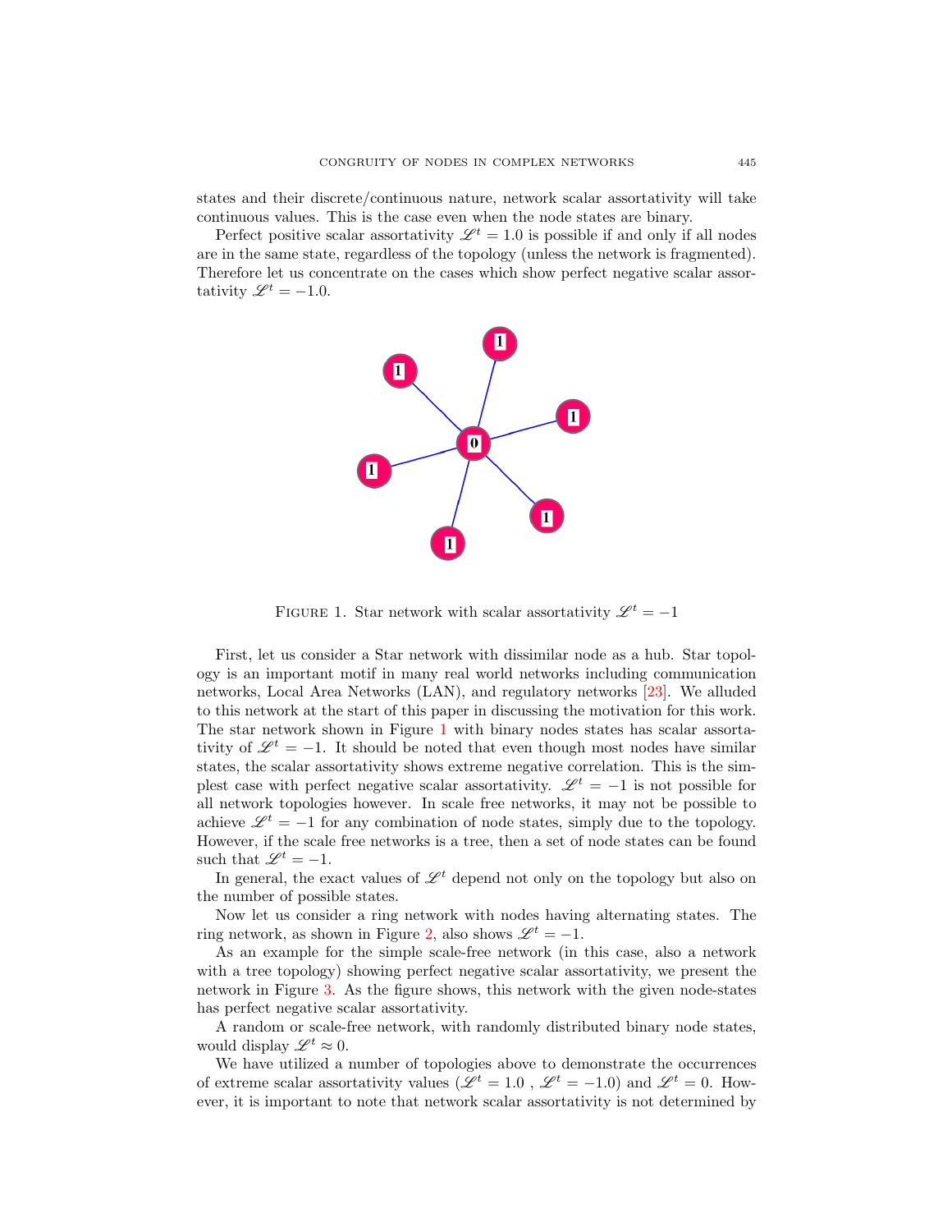states and their discrete/continuous nature, network scalar assortativity will take continuous values. This is the case even when the node states are binary.

Perfect positive scalar assortativity $\mathscr{L}^t = 1.0$ is possible if and only if all nodes are in the same state, regardless of the topology (unless the network is fragmented). Therefore let us concentrate on the cases which show perfect negative scalar assortativity $\mathscr{L}^t = -1.0$.

FIGURE 1. Star network with scalar assortativity $\mathscr{L}^t = -1$

First, let us consider a Star network with dissimilar node as a hub. Star topology is an important motif in many real world networks including communication networks, Local Area Networks (LAN), and regulatory networks [23]. We alluded to this network at the start of this paper in discussing the motivation for this work. The star network shown in Figure 1 with binary nodes states has scalar assortativity of $\mathscr{L}^t = -1$. It should be noted that even though most nodes have similar states, the scalar assortativity shows extreme negative correlation. This is the simplest case with perfect negative scalar assortativity. $\mathscr{L}^t = -1$ is not possible for all network topologies however. In scale free networks, it may not be possible to achieve $\mathscr{L}^t = -1$ for any combination of node states, simply due to the topology. However, if the scale free networks is a tree, then a set of node states can be found such that $\mathscr{L}^t = -1$.

In general, the exact values of $\mathscr{L}^t$ depend not only on the topology but also on the number of possible states.

Now let us consider a ring network with nodes having alternating states. The ring network, as shown in Figure 2, also shows $\mathscr{L}^t = -1$.

As an example for the simple scale-free network (in this case, also a network with a tree topology) showing perfect negative scalar assortativity, we present the network in Figure 3. As the figure shows, this network with the given node-states has perfect negative scalar assortativity.

A random or scale-free network, with randomly distributed binary node states, would display $\mathscr{L}^t \approx 0$.

We have utilized a number of topologies above to demonstrate the occurrences of extreme scalar assortativity values ($\mathscr{L}^t = 1.0$ , $\mathscr{L}^t = -1.0$) and $\mathscr{L}^t = 0$. However, it is important to note that network scalar assortativity is not determined by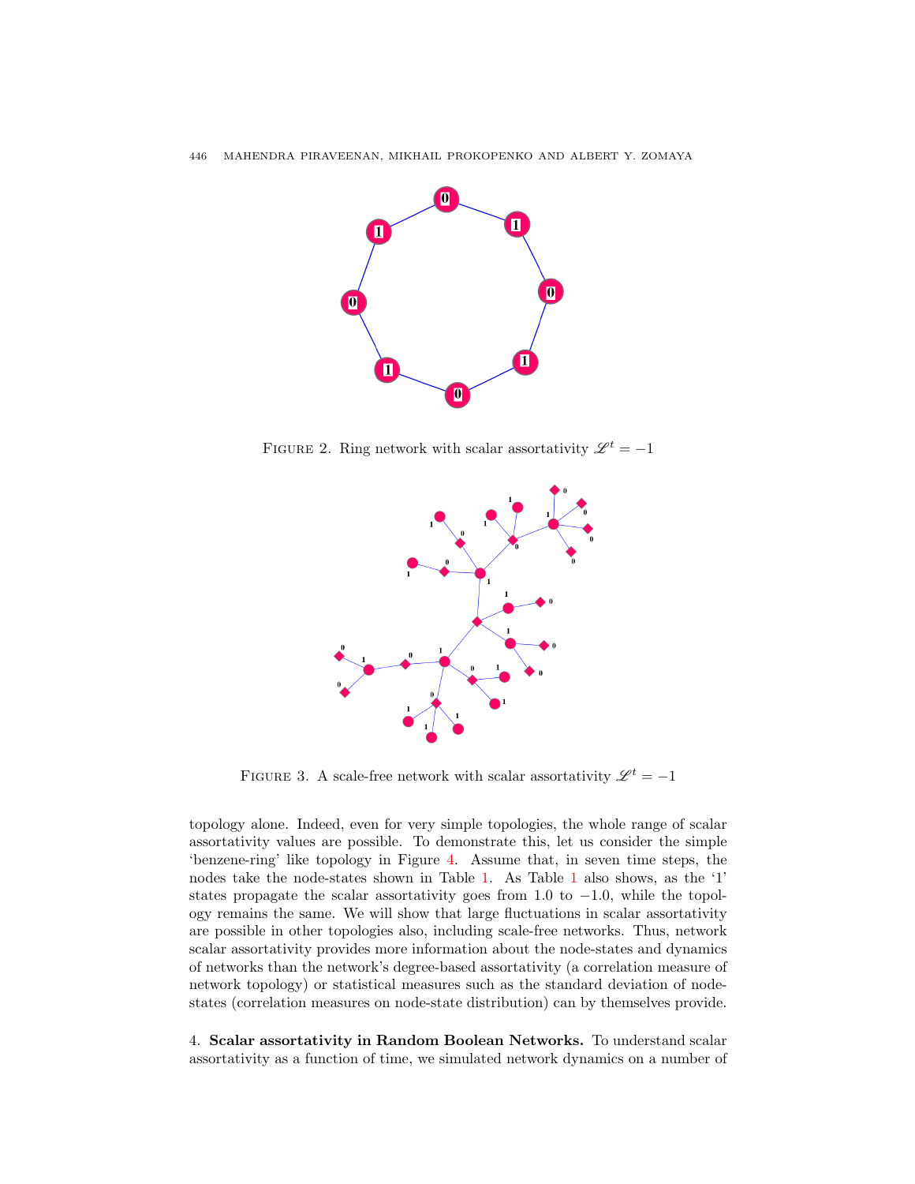FIGURE 2. Ring network with scalar assortativity $\mathscr{L}^t = -1$

FIGURE 3. A scale-free network with scalar assortativity $\mathscr{L}^t = -1$

topology alone. Indeed, even for very simple topologies, the whole range of scalar assortativity values are possible. To demonstrate this, let us consider the simple 'benzene-ring' like topology in Figure 4. Assume that, in seven time steps, the nodes take the node-states shown in Table 1. As Table 1 also shows, as the '1' states propagate the scalar assortativity goes from 1.0 to −1.0, while the topology remains the same. We will show that large fluctuations in scalar assortativity are possible in other topologies also, including scale-free networks. Thus, network scalar assortativity provides more information about the node-states and dynamics of networks than the network's degree-based assortativity (a correlation measure of network topology) or statistical measures such as the standard deviation of node-states (correlation measures on node-state distribution) can by themselves provide.

**4. Scalar assortativity in Random Boolean Networks.** To understand scalar assortativity as a function of time, we simulated network dynamics on a number of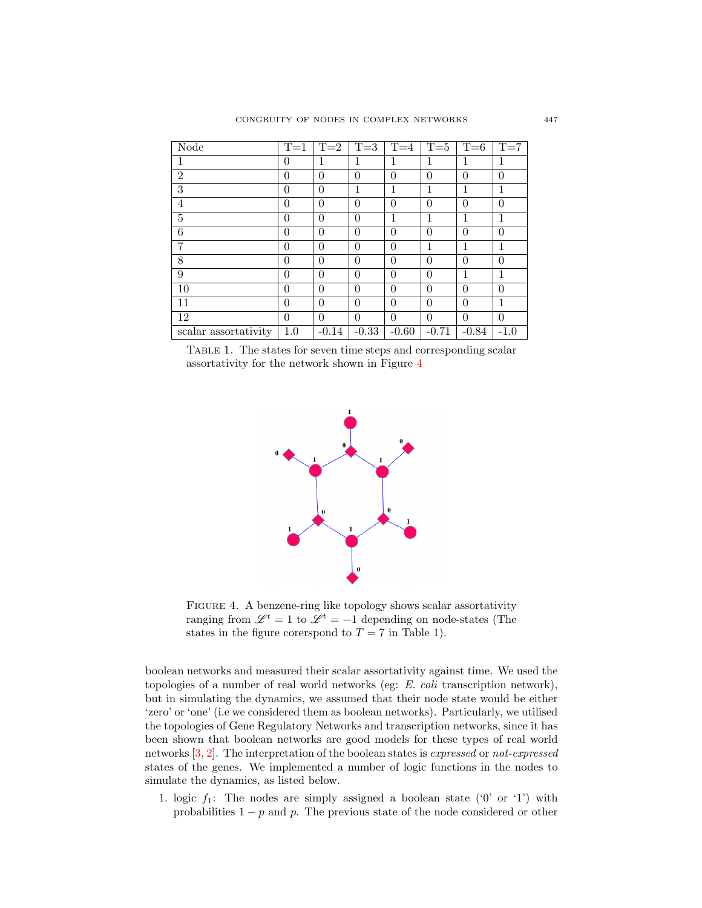| Node | T=1 | T=2 | T=3 | T=4 | T=5 | T=6 | T=7 |
|---|---|---|---|---|---|---|---|
| 1 | 0 | 1 | 1 | 1 | 1 | 1 | 1 |
| 2 | 0 | 0 | 0 | 0 | 0 | 0 | 0 |
| 3 | 0 | 0 | 1 | 1 | 1 | 1 | 1 |
| 4 | 0 | 0 | 0 | 0 | 0 | 0 | 0 |
| 5 | 0 | 0 | 0 | 1 | 1 | 1 | 1 |
| 6 | 0 | 0 | 0 | 0 | 0 | 0 | 0 |
| 7 | 0 | 0 | 0 | 0 | 1 | 1 | 1 |
| 8 | 0 | 0 | 0 | 0 | 0 | 0 | 0 |
| 9 | 0 | 0 | 0 | 0 | 0 | 1 | 1 |
| 10 | 0 | 0 | 0 | 0 | 0 | 0 | 0 |
| 11 | 0 | 0 | 0 | 0 | 0 | 0 | 1 |
| 12 | 0 | 0 | 0 | 0 | 0 | 0 | 0 |
| scalar assortativity | 1.0 | -0.14 | -0.33 | -0.60 | -0.71 | -0.84 | -1.0 |

TABLE 1. The states for seven time steps and corresponding scalar assortativity for the network shown in Figure 4

FIGURE 4. A benzene-ring like topology shows scalar assortativity ranging from $\mathscr{L}^t = 1$ to $\mathscr{L}^t = -1$ depending on node-states (The states in the figure corerspond to $T = 7$ in Table 1).

boolean networks and measured their scalar assortativity against time. We used the topologies of a number of real world networks (eg: *E. coli* transcription network), but in simulating the dynamics, we assumed that their node state would be either 'zero' or 'one' (i.e we considered them as boolean networks). Particularly, we utilised the topologies of Gene Regulatory Networks and transcription networks, since it has been shown that boolean networks are good models for these types of real world networks [3, 2]. The interpretation of the boolean states is *expressed* or *not-expressed* states of the genes. We implemented a number of logic functions in the nodes to simulate the dynamics, as listed below.

1. logic $f_1$: The nodes are simply assigned a boolean state ('0' or '1') with probabilities $1 - p$ and $p$. The previous state of the node considered or other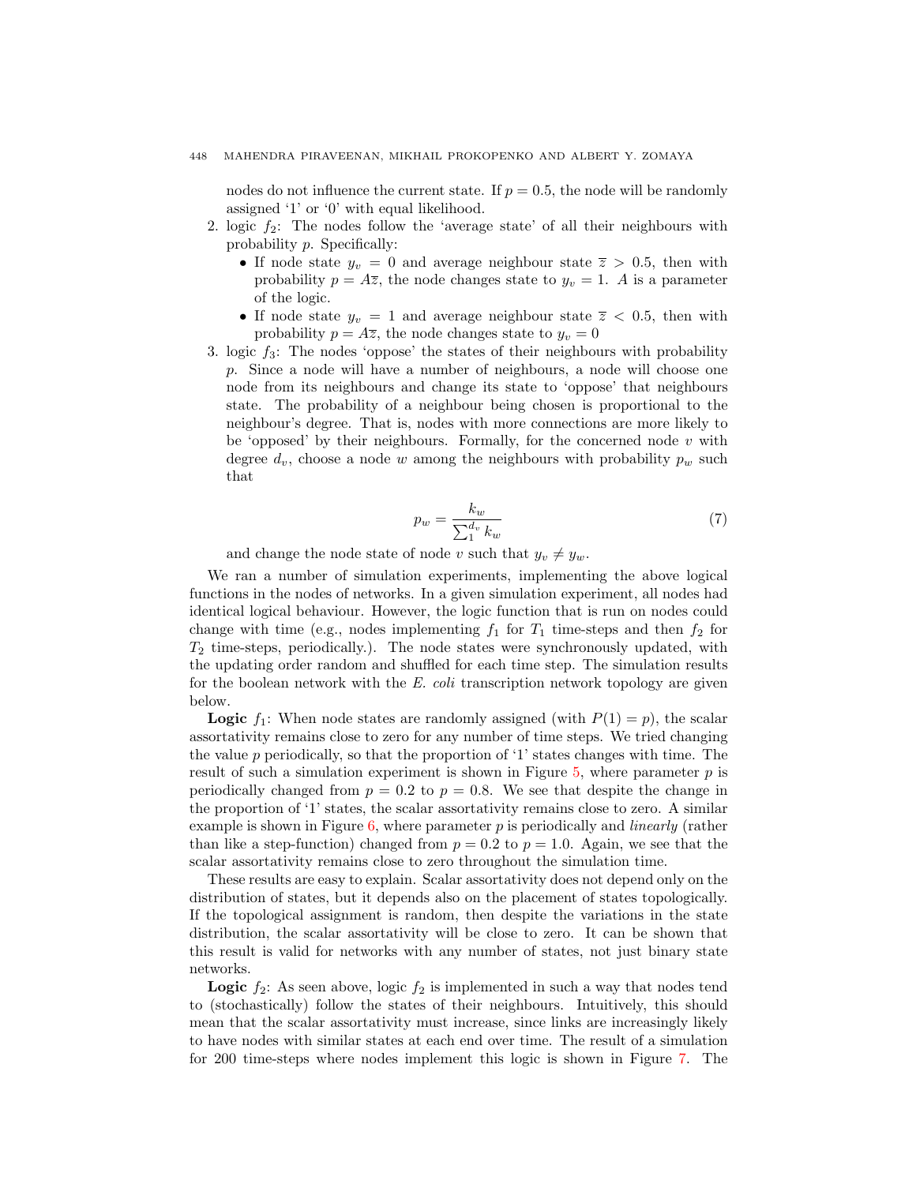nodes do not influence the current state. If $p = 0.5$, the node will be randomly assigned '1' or '0' with equal likelihood.

2. logic $f_2$: The nodes follow the 'average state' of all their neighbours with probability $p$. Specifically:
   - If node state $y_v = 0$ and average neighbour state $\overline{z} > 0.5$, then with probability $p = A\overline{z}$, the node changes state to $y_v = 1$. $A$ is a parameter of the logic.
   - If node state $y_v = 1$ and average neighbour state $\overline{z} < 0.5$, then with probability $p = A\overline{z}$, the node changes state to $y_v = 0$
3. logic $f_3$: The nodes 'oppose' the states of their neighbours with probability $p$. Since a node will have a number of neighbours, a node will choose one node from its neighbours and change its state to 'oppose' that neighbours state. The probability of a neighbour being chosen is proportional to the neighbour's degree. That is, nodes with more connections are more likely to be 'opposed' by their neighbours. Formally, for the concerned node $v$ with degree $d_v$, choose a node $w$ among the neighbours with probability $p_w$ such that

$$p_w = \frac{k_w}{\sum_1^{d_v} k_w} \tag{7}$$

   and change the node state of node $v$ such that $y_v \neq y_w$.

We ran a number of simulation experiments, implementing the above logical functions in the nodes of networks. In a given simulation experiment, all nodes had identical logical behaviour. However, the logic function that is run on nodes could change with time (e.g., nodes implementing $f_1$ for $T_1$ time-steps and then $f_2$ for $T_2$ time-steps, periodically.). The node states were synchronously updated, with the updating order random and shuffled for each time step. The simulation results for the boolean network with the *E. coli* transcription network topology are given below.

**Logic** $f_1$: When node states are randomly assigned (with $P(1) = p$), the scalar assortativity remains close to zero for any number of time steps. We tried changing the value $p$ periodically, so that the proportion of '1' states changes with time. The result of such a simulation experiment is shown in Figure 5, where parameter $p$ is periodically changed from $p = 0.2$ to $p = 0.8$. We see that despite the change in the proportion of '1' states, the scalar assortativity remains close to zero. A similar example is shown in Figure 6, where parameter $p$ is periodically and *linearly* (rather than like a step-function) changed from $p = 0.2$ to $p = 1.0$. Again, we see that the scalar assortativity remains close to zero throughout the simulation time.

These results are easy to explain. Scalar assortativity does not depend only on the distribution of states, but it depends also on the placement of states topologically. If the topological assignment is random, then despite the variations in the state distribution, the scalar assortativity will be close to zero. It can be shown that this result is valid for networks with any number of states, not just binary state networks.

**Logic** $f_2$: As seen above, logic $f_2$ is implemented in such a way that nodes tend to (stochastically) follow the states of their neighbours. Intuitively, this should mean that the scalar assortativity must increase, since links are increasingly likely to have nodes with similar states at each end over time. The result of a simulation for 200 time-steps where nodes implement this logic is shown in Figure 7. The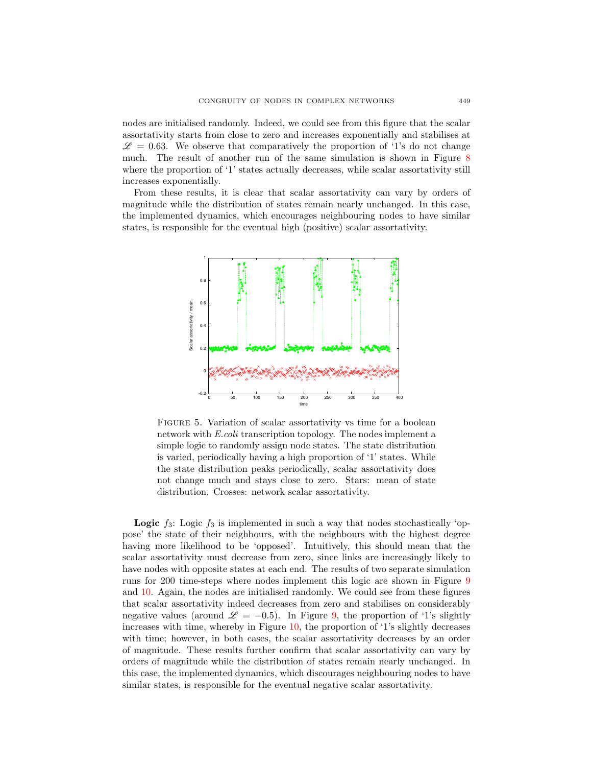nodes are initialised randomly. Indeed, we could see from this figure that the scalar assortativity starts from close to zero and increases exponentially and stabilises at $\mathscr{L} = 0.63$. We observe that comparatively the proportion of '1's do not change much. The result of another run of the same simulation is shown in Figure 8 where the proportion of '1' states actually decreases, while scalar assortativity still increases exponentially.

From these results, it is clear that scalar assortativity can vary by orders of magnitude while the distribution of states remain nearly unchanged. In this case, the implemented dynamics, which encourages neighbouring nodes to have similar states, is responsible for the eventual high (positive) scalar assortativity.

FIGURE 5. Variation of scalar assortativity vs time for a boolean network with *E.coli* transcription topology. The nodes implement a simple logic to randomly assign node states. The state distribution is varied, periodically having a high proportion of '1' states. While the state distribution peaks periodically, scalar assortativity does not change much and stays close to zero. Stars: mean of state distribution. Crosses: network scalar assortativity.

**Logic** $f_3$: Logic $f_3$ is implemented in such a way that nodes stochastically 'oppose' the state of their neighbours, with the neighbours with the highest degree having more likelihood to be 'opposed'. Intuitively, this should mean that the scalar assortativity must decrease from zero, since links are increasingly likely to have nodes with opposite states at each end. The results of two separate simulation runs for 200 time-steps where nodes implement this logic are shown in Figure 9 and 10. Again, the nodes are initialised randomly. We could see from these figures that scalar assortativity indeed decreases from zero and stabilises on considerably negative values (around $\mathscr{L} = -0.5$). In Figure 9, the proportion of '1's slightly increases with time, whereby in Figure 10, the proportion of '1's slightly decreases with time; however, in both cases, the scalar assortativity decreases by an order of magnitude. These results further confirm that scalar assortativity can vary by orders of magnitude while the distribution of states remain nearly unchanged. In this case, the implemented dynamics, which discourages neighbouring nodes to have similar states, is responsible for the eventual negative scalar assortativity.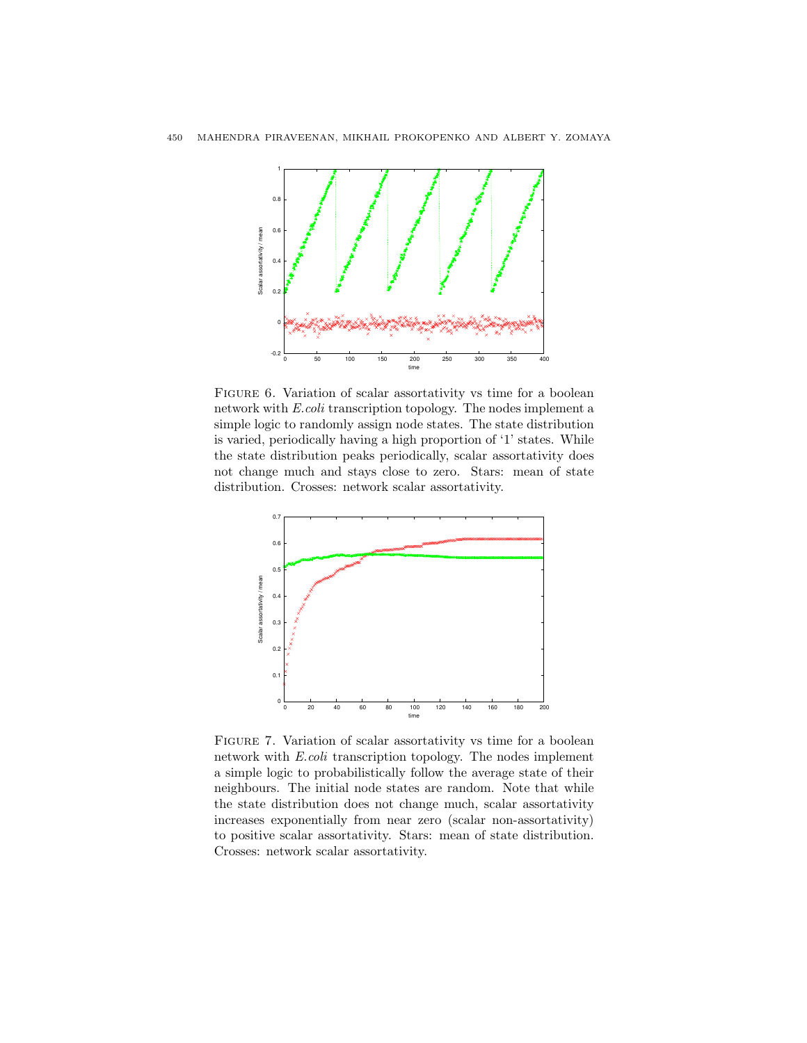Figure 6. Variation of scalar assortativity vs time for a boolean network with *E.coli* transcription topology. The nodes implement a simple logic to randomly assign node states. The state distribution is varied, periodically having a high proportion of '1' states. While the state distribution peaks periodically, scalar assortativity does not change much and stays close to zero. Stars: mean of state distribution. Crosses: network scalar assortativity.

Figure 7. Variation of scalar assortativity vs time for a boolean network with *E.coli* transcription topology. The nodes implement a simple logic to probabilistically follow the average state of their neighbours. The initial node states are random. Note that while the state distribution does not change much, scalar assortativity increases exponentially from near zero (scalar non-assortativity) to positive scalar assortativity. Stars: mean of state distribution. Crosses: network scalar assortativity.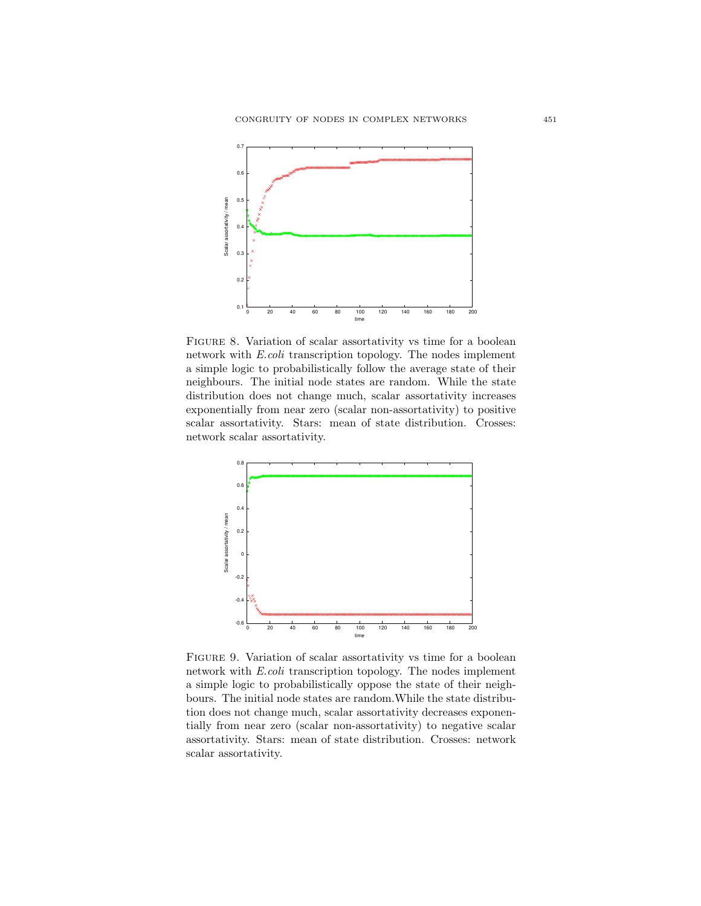Figure 8. Variation of scalar assortativity vs time for a boolean network with *E.coli* transcription topology. The nodes implement a simple logic to probabilistically follow the average state of their neighbours. The initial node states are random. While the state distribution does not change much, scalar assortativity increases exponentially from near zero (scalar non-assortativity) to positive scalar assortativity. Stars: mean of state distribution. Crosses: network scalar assortativity.

Figure 9. Variation of scalar assortativity vs time for a boolean network with *E.coli* transcription topology. The nodes implement a simple logic to probabilistically oppose the state of their neighbours. The initial node states are random.While the state distribution does not change much, scalar assortativity decreases exponentially from near zero (scalar non-assortativity) to negative scalar assortativity. Stars: mean of state distribution. Crosses: network scalar assortativity.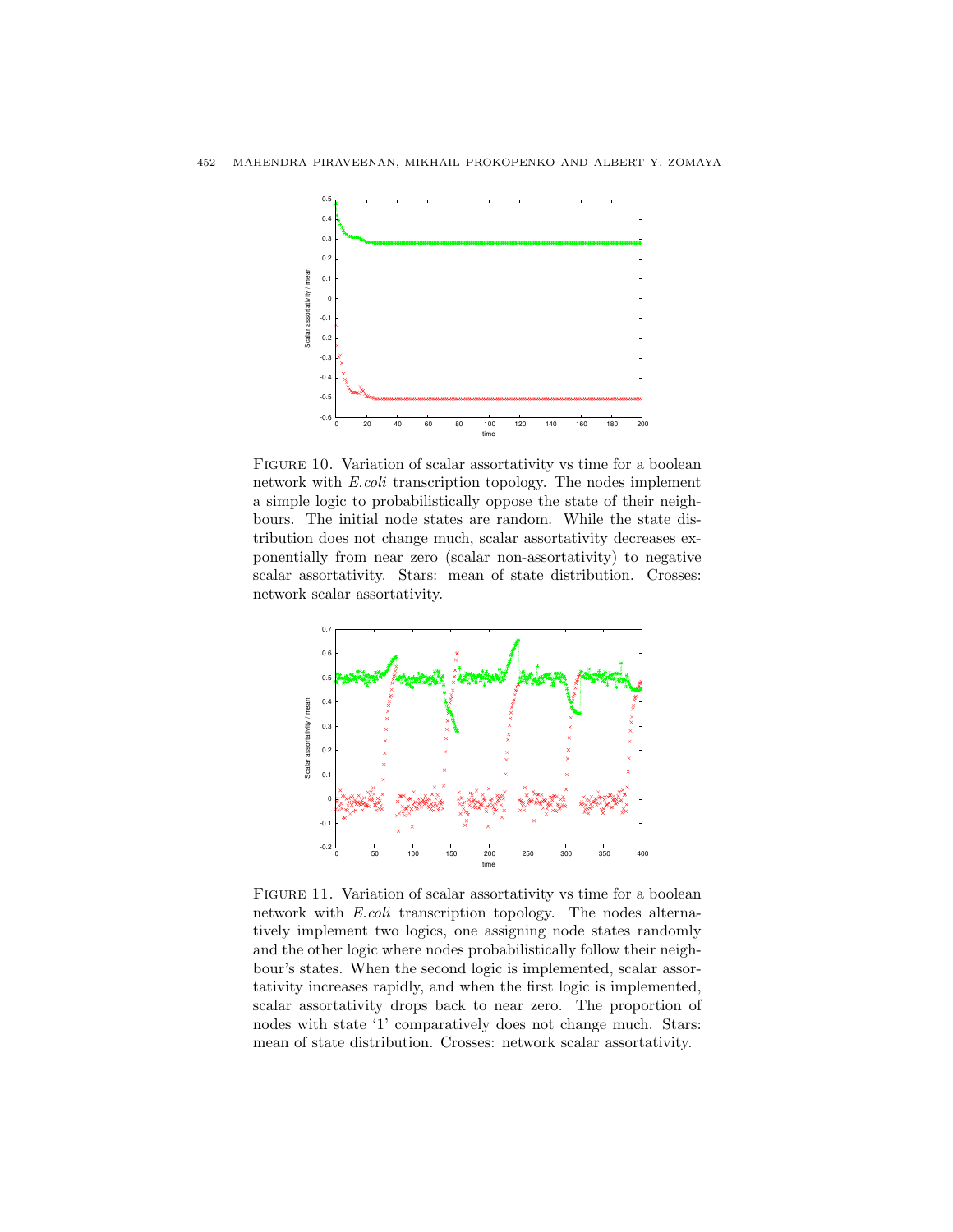Figure 10. Variation of scalar assortativity vs time for a boolean network with *E.coli* transcription topology. The nodes implement a simple logic to probabilistically oppose the state of their neighbours. The initial node states are random. While the state distribution does not change much, scalar assortativity decreases exponentially from near zero (scalar non-assortativity) to negative scalar assortativity. Stars: mean of state distribution. Crosses: network scalar assortativity.

Figure 11. Variation of scalar assortativity vs time for a boolean network with *E.coli* transcription topology. The nodes alternatively implement two logics, one assigning node states randomly and the other logic where nodes probabilistically follow their neighbour's states. When the second logic is implemented, scalar assortativity increases rapidly, and when the first logic is implemented, scalar assortativity drops back to near zero. The proportion of nodes with state '1' comparatively does not change much. Stars: mean of state distribution. Crosses: network scalar assortativity.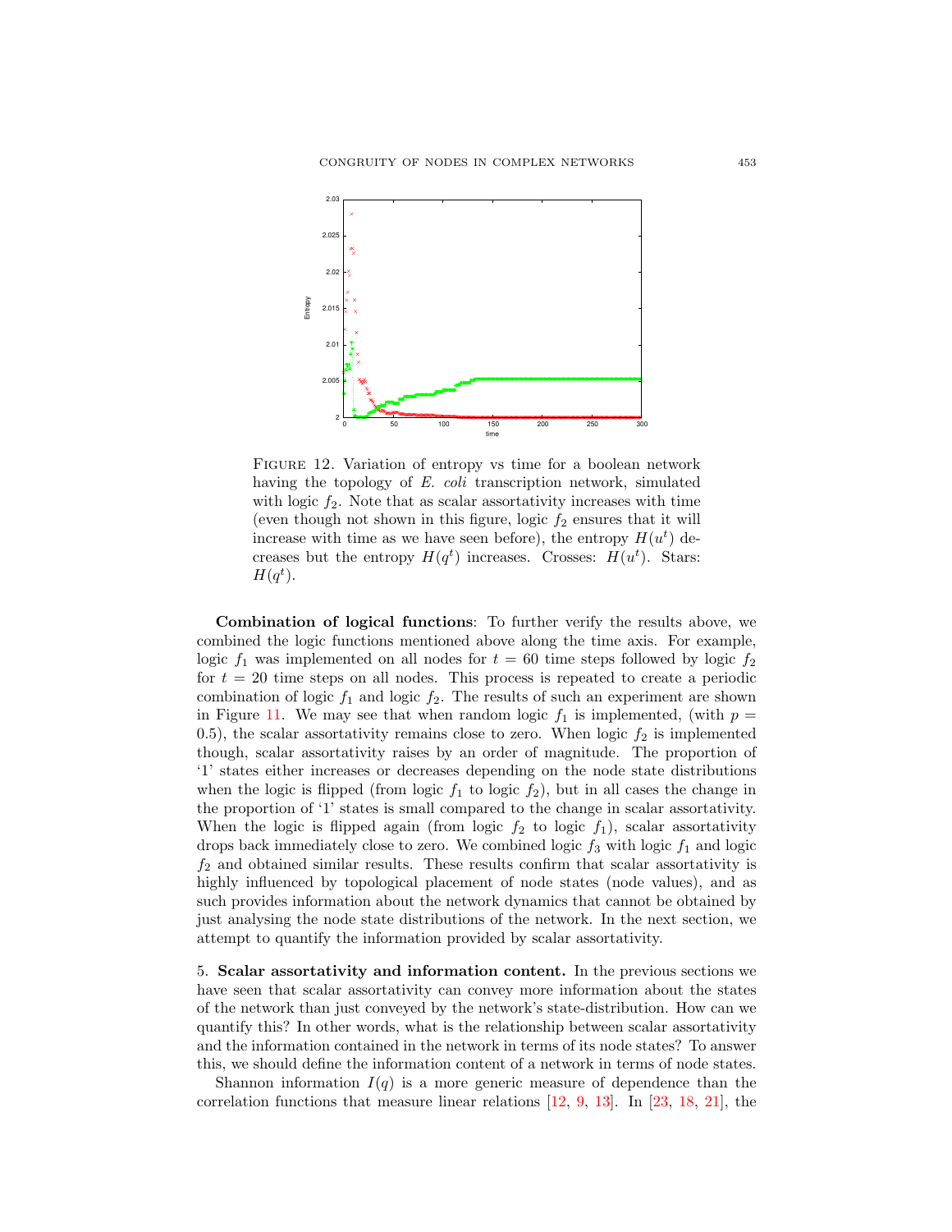FIGURE 12. Variation of entropy vs time for a boolean network having the topology of *E. coli* transcription network, simulated with logic $f_2$. Note that as scalar assortativity increases with time (even though not shown in this figure, logic $f_2$ ensures that it will increase with time as we have seen before), the entropy $H(u^t)$ decreases but the entropy $H(q^t)$ increases. Crosses: $H(u^t)$. Stars: $H(q^t)$.

**Combination of logical functions**: To further verify the results above, we combined the logic functions mentioned above along the time axis. For example, logic $f_1$ was implemented on all nodes for $t = 60$ time steps followed by logic $f_2$ for $t = 20$ time steps on all nodes. This process is repeated to create a periodic combination of logic $f_1$ and logic $f_2$. The results of such an experiment are shown in Figure 11. We may see that when random logic $f_1$ is implemented, (with $p = 0.5$), the scalar assortativity remains close to zero. When logic $f_2$ is implemented though, scalar assortativity raises by an order of magnitude. The proportion of '1' states either increases or decreases depending on the node state distributions when the logic is flipped (from logic $f_1$ to logic $f_2$), but in all cases the change in the proportion of '1' states is small compared to the change in scalar assortativity. When the logic is flipped again (from logic $f_2$ to logic $f_1$), scalar assortativity drops back immediately close to zero. We combined logic $f_3$ with logic $f_1$ and logic $f_2$ and obtained similar results. These results confirm that scalar assortativity is highly influenced by topological placement of node states (node values), and as such provides information about the network dynamics that cannot be obtained by just analysing the node state distributions of the network. In the next section, we attempt to quantify the information provided by scalar assortativity.

## 5. Scalar assortativity and information content.

In the previous sections we have seen that scalar assortativity can convey more information about the states of the network than just conveyed by the network's state-distribution. How can we quantify this? In other words, what is the relationship between scalar assortativity and the information contained in the network in terms of its node states? To answer this, we should define the information content of a network in terms of node states.

Shannon information $I(q)$ is a more generic measure of dependence than the correlation functions that measure linear relations [12, 9, 13]. In [23, 18, 21], the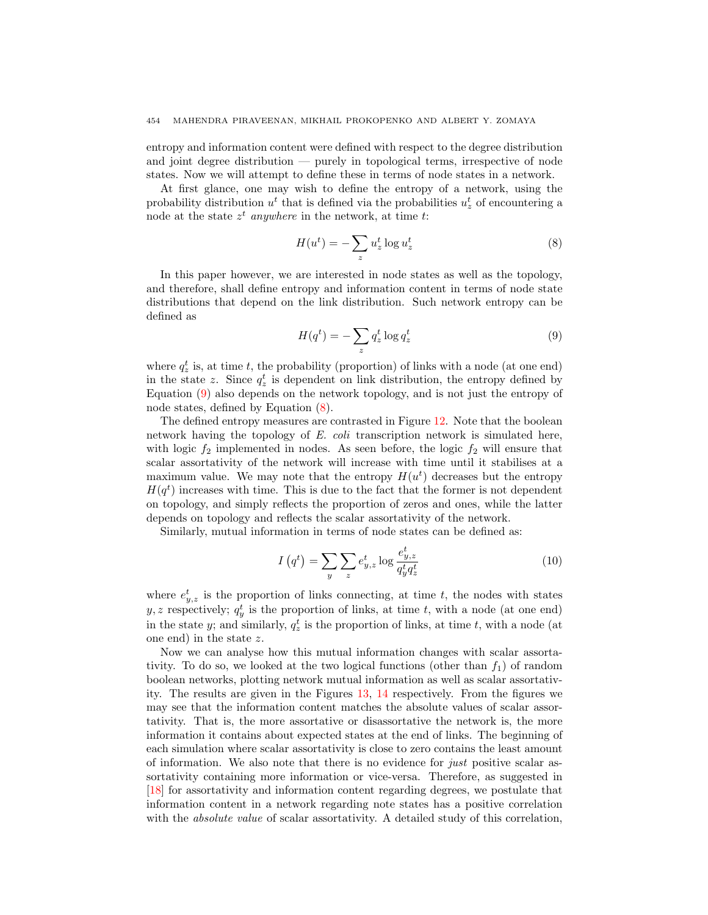entropy and information content were defined with respect to the degree distribution and joint degree distribution — purely in topological terms, irrespective of node states. Now we will attempt to define these in terms of node states in a network.

At first glance, one may wish to define the entropy of a network, using the probability distribution $u^t$ that is defined via the probabilities $u_z^t$ of encountering a node at the state $z^t$ *anywhere* in the network, at time $t$:

$$H(u^t) = -\sum_z u_z^t \log u_z^t \tag{8}$$

In this paper however, we are interested in node states as well as the topology, and therefore, shall define entropy and information content in terms of node state distributions that depend on the link distribution. Such network entropy can be defined as

$$H(q^t) = -\sum_z q_z^t \log q_z^t \tag{9}$$

where $q_z^t$ is, at time $t$, the probability (proportion) of links with a node (at one end) in the state $z$. Since $q_z^t$ is dependent on link distribution, the entropy defined by Equation (9) also depends on the network topology, and is not just the entropy of node states, defined by Equation (8).

The defined entropy measures are contrasted in Figure 12. Note that the boolean network having the topology of *E. coli* transcription network is simulated here, with logic $f_2$ implemented in nodes. As seen before, the logic $f_2$ will ensure that scalar assortativity of the network will increase with time until it stabilises at a maximum value. We may note that the entropy $H(u^t)$ decreases but the entropy $H(q^t)$ increases with time. This is due to the fact that the former is not dependent on topology, and simply reflects the proportion of zeros and ones, while the latter depends on topology and reflects the scalar assortativity of the network.

Similarly, mutual information in terms of node states can be defined as:

$$I\left(q^t\right) = \sum_y \sum_z e_{y,z}^t \log \frac{e_{y,z}^t}{q_y^t q_z^t} \tag{10}$$

where $e_{y,z}^t$ is the proportion of links connecting, at time $t$, the nodes with states $y, z$ respectively; $q_y^t$ is the proportion of links, at time $t$, with a node (at one end) in the state $y$; and similarly, $q_z^t$ is the proportion of links, at time $t$, with a node (at one end) in the state $z$.

Now we can analyse how this mutual information changes with scalar assortativity. To do so, we looked at the two logical functions (other than $f_1$) of random boolean networks, plotting network mutual information as well as scalar assortativity. The results are given in the Figures 13, 14 respectively. From the figures we may see that the information content matches the absolute values of scalar assortativity. That is, the more assortative or disassortative the network is, the more information it contains about expected states at the end of links. The beginning of each simulation where scalar assortativity is close to zero contains the least amount of information. We also note that there is no evidence for *just* positive scalar assortativity containing more information or vice-versa. Therefore, as suggested in [18] for assortativity and information content regarding degrees, we postulate that information content in a network regarding note states has a positive correlation with the *absolute value* of scalar assortativity. A detailed study of this correlation,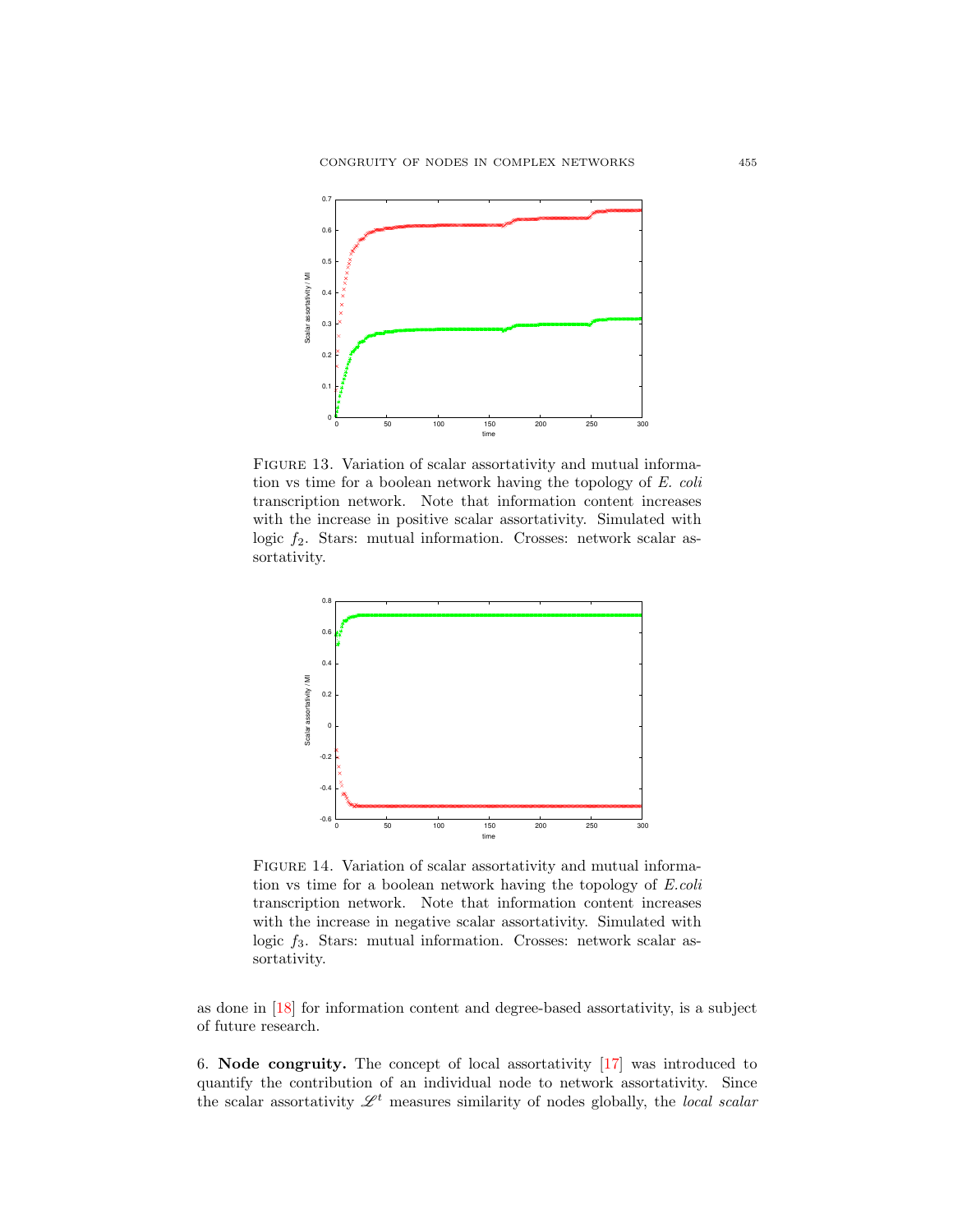FIGURE 13. Variation of scalar assortativity and mutual information vs time for a boolean network having the topology of *E. coli* transcription network. Note that information content increases with the increase in positive scalar assortativity. Simulated with logic $f_2$. Stars: mutual information. Crosses: network scalar assortativity.

FIGURE 14. Variation of scalar assortativity and mutual information vs time for a boolean network having the topology of *E.coli* transcription network. Note that information content increases with the increase in negative scalar assortativity. Simulated with logic $f_3$. Stars: mutual information. Crosses: network scalar assortativity.

as done in [18] for information content and degree-based assortativity, is a subject of future research.

6. **Node congruity.** The concept of local assortativity [17] was introduced to quantify the contribution of an individual node to network assortativity. Since the scalar assortativity $\mathscr{L}^t$ measures similarity of nodes globally, the *local scalar*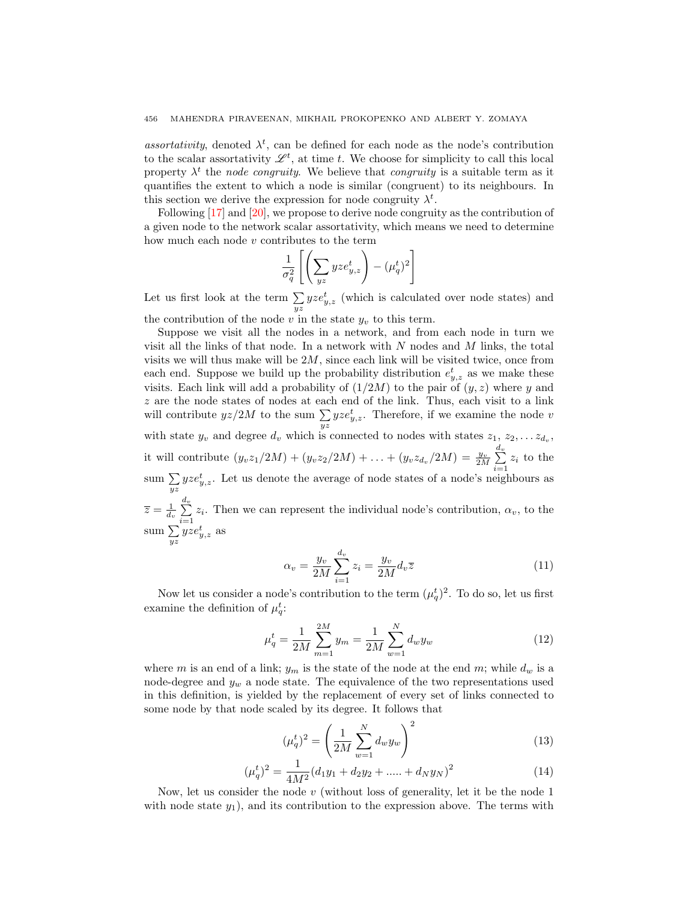*assortativity*, denoted $\lambda^t$, can be defined for each node as the node's contribution to the scalar assortativity $\mathscr{L}^t$, at time $t$. We choose for simplicity to call this local property $\lambda^t$ the *node congruity*. We believe that *congruity* is a suitable term as it quantifies the extent to which a node is similar (congruent) to its neighbours. In this section we derive the expression for node congruity $\lambda^t$.

Following [17] and [20], we propose to derive node congruity as the contribution of a given node to the network scalar assortativity, which means we need to determine how much each node $v$ contributes to the term

$$\frac{1}{\sigma_q^2}\left[\left(\sum_{yz} yze_{y,z}^t\right) - (\mu_q^t)^2\right]$$

Let us first look at the term $\sum_{yz} yze_{y,z}^t$ (which is calculated over node states) and the contribution of the node $v$ in the state $y_v$ to this term.

Suppose we visit all the nodes in a network, and from each node in turn we visit all the links of that node. In a network with $N$ nodes and $M$ links, the total visits we will thus make will be $2M$, since each link will be visited twice, once from each end. Suppose we build up the probability distribution $e_{y,z}^t$ as we make these visits. Each link will add a probability of $(1/2M)$ to the pair of $(y,z)$ where $y$ and $z$ are the node states of nodes at each end of the link. Thus, each visit to a link will contribute $yz/2M$ to the sum $\sum_{yz} yze_{y,z}^t$. Therefore, if we examine the node $v$ with state $y_v$ and degree $d_v$ which is connected to nodes with states $z_1$, $z_2$, $\ldots z_{d_v}$, it will contribute $(y_v z_1/2M) + (y_v z_2/2M) + \ldots + (y_v z_{d_v}/2M) = \frac{y_v}{2M}\sum_{i=1}^{d_v} z_i$ to the sum $\sum_{yz} yze_{y,z}^t$. Let us denote the average of node states of a node's neighbours as $\overline{z} = \frac{1}{d_v}\sum_{i=1}^{d_v} z_i$. Then we can represent the individual node's contribution, $\alpha_v$, to the sum $\sum_{yz} yze_{y,z}^t$ as

$$\alpha_v = \frac{y_v}{2M}\sum_{i=1}^{d_v} z_i = \frac{y_v}{2M} d_v \overline{z} \tag{11}$$

Now let us consider a node's contribution to the term $(\mu_q^t)^2$. To do so, let us first examine the definition of $\mu_q^t$:

$$\mu_q^t = \frac{1}{2M}\sum_{m=1}^{2M} y_m = \frac{1}{2M}\sum_{w=1}^{N} d_w y_w \tag{12}$$

where $m$ is an end of a link; $y_m$ is the state of the node at the end $m$; while $d_w$ is a node-degree and $y_w$ a node state. The equivalence of the two representations used in this definition, is yielded by the replacement of every set of links connected to some node by that node scaled by its degree. It follows that

$$(\mu_q^t)^2 = \left(\frac{1}{2M}\sum_{w=1}^{N} d_w y_w\right)^2 \tag{13}$$

$$(\mu_q^t)^2 = \frac{1}{4M^2}(d_1 y_1 + d_2 y_2 + \ldots.. + d_N y_N)^2 \tag{14}$$

Now, let us consider the node $v$ (without loss of generality, let it be the node 1 with node state $y_1$), and its contribution to the expression above. The terms with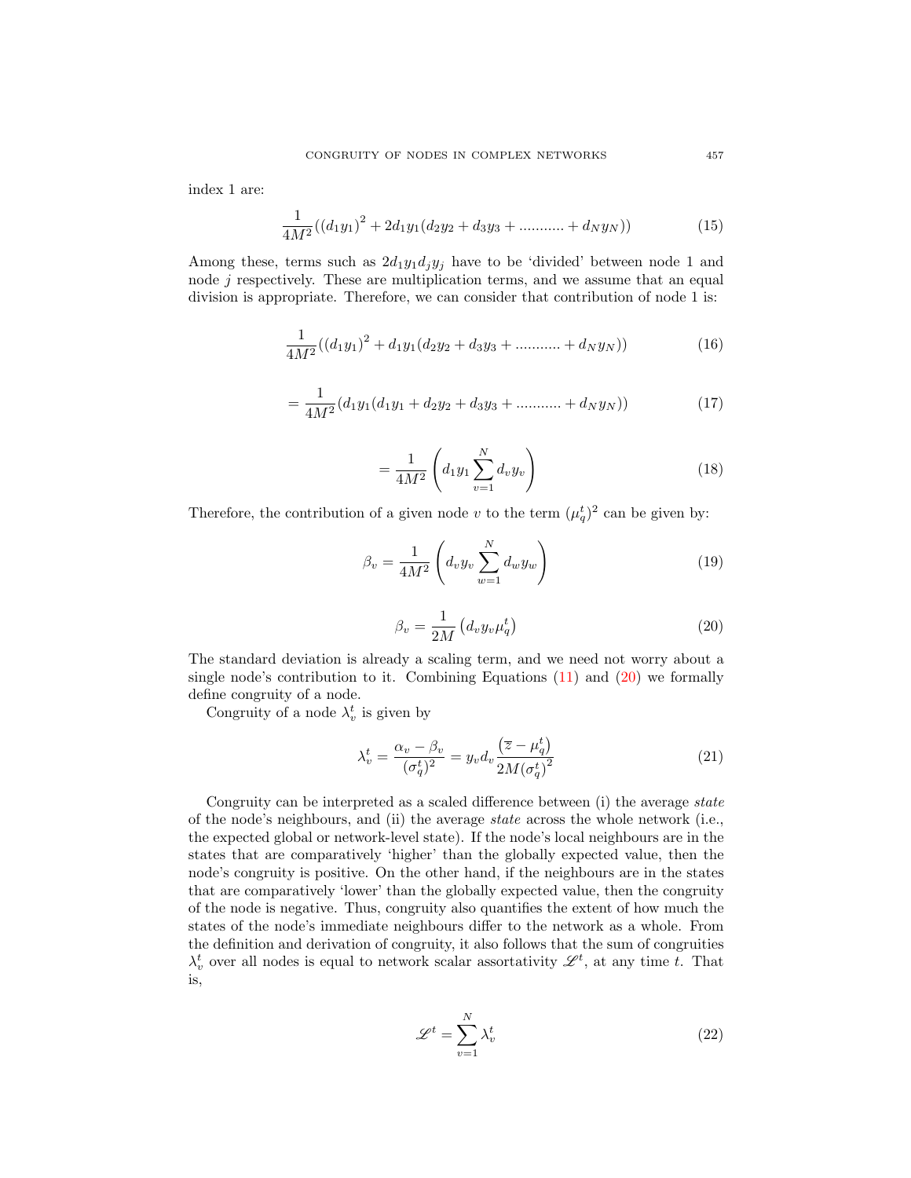index 1 are:

$$\frac{1}{4M^2}((d_1y_1)^2 + 2d_1y_1(d_2y_2 + d_3y_3 + \ldots\ldots\ldots.. + d_Ny_N)) \tag{15}$$

Among these, terms such as $2d_1y_1d_jy_j$ have to be 'divided' between node 1 and node $j$ respectively. These are multiplication terms, and we assume that an equal division is appropriate. Therefore, we can consider that contribution of node 1 is:

$$\frac{1}{4M^2}((d_1y_1)^2 + d_1y_1(d_2y_2 + d_3y_3 + \ldots\ldots\ldots.. + d_Ny_N)) \tag{16}$$

$$= \frac{1}{4M^2}(d_1y_1(d_1y_1 + d_2y_2 + d_3y_3 + \ldots\ldots\ldots.. + d_Ny_N)) \tag{17}$$

$$= \frac{1}{4M^2}\left(d_1y_1\sum_{v=1}^{N} d_vy_v\right) \tag{18}$$

Therefore, the contribution of a given node $v$ to the term $(\mu_q^t)^2$ can be given by:

$$\beta_v = \frac{1}{4M^2}\left(d_vy_v\sum_{w=1}^{N} d_wy_w\right) \tag{19}$$

$$\beta_v = \frac{1}{2M}\left(d_vy_v\mu_q^t\right) \tag{20}$$

The standard deviation is already a scaling term, and we need not worry about a single node's contribution to it. Combining Equations (11) and (20) we formally define congruity of a node.

Congruity of a node $\lambda_v^t$ is given by

$$\lambda_v^t = \frac{\alpha_v - \beta_v}{(\sigma_q^t)^2} = y_vd_v\frac{\left(\overline{z} - \mu_q^t\right)}{2M(\sigma_q^t)^2} \tag{21}$$

Congruity can be interpreted as a scaled difference between (i) the average *state* of the node's neighbours, and (ii) the average *state* across the whole network (i.e., the expected global or network-level state). If the node's local neighbours are in the states that are comparatively 'higher' than the globally expected value, then the node's congruity is positive. On the other hand, if the neighbours are in the states that are comparatively 'lower' than the globally expected value, then the congruity of the node is negative. Thus, congruity also quantifies the extent of how much the states of the node's immediate neighbours differ to the network as a whole. From the definition and derivation of congruity, it also follows that the sum of congruities $\lambda_v^t$ over all nodes is equal to network scalar assortativity $\mathscr{L}^t$, at any time $t$. That is,

$$\mathscr{L}^t = \sum_{v=1}^{N} \lambda_v^t \tag{22}$$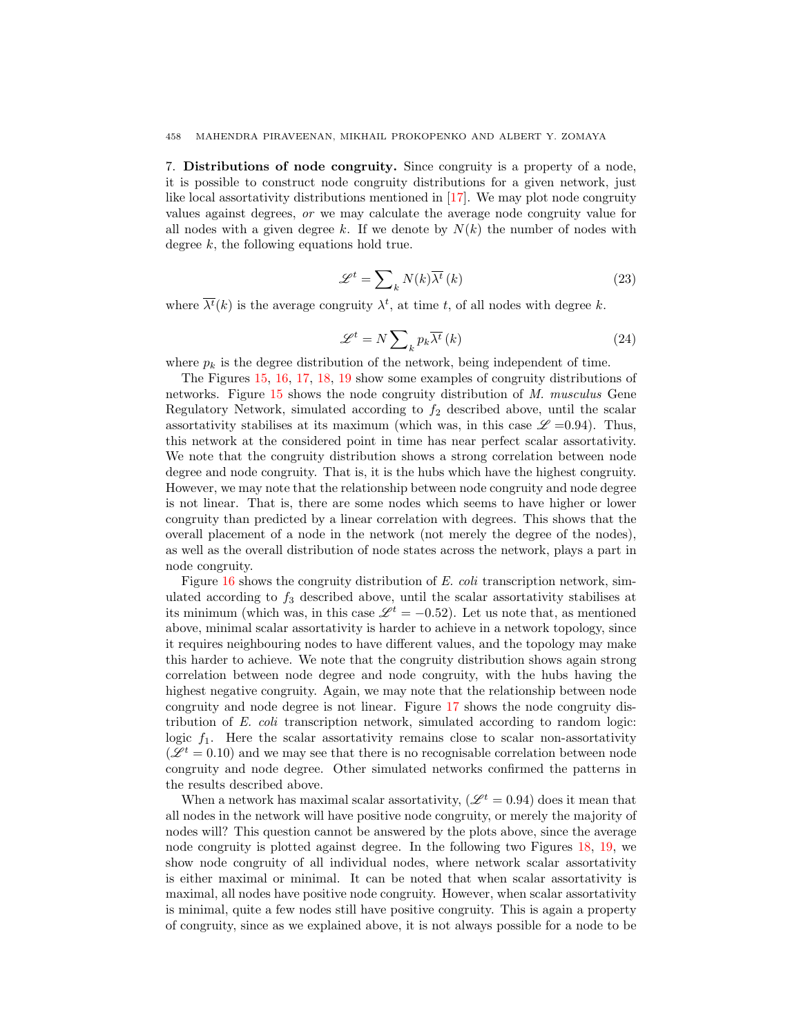7. **Distributions of node congruity.** Since congruity is a property of a node, it is possible to construct node congruity distributions for a given network, just like local assortativity distributions mentioned in [17]. We may plot node congruity values against degrees, *or* we may calculate the average node congruity value for all nodes with a given degree $k$. If we denote by $N(k)$ the number of nodes with degree $k$, the following equations hold true.

$$\mathscr{L}^t = \sum_k N(k)\overline{\lambda^t}(k) \tag{23}$$

where $\overline{\lambda^t}(k)$ is the average congruity $\lambda^t$, at time $t$, of all nodes with degree $k$.

$$\mathscr{L}^t = N\sum_k p_k\overline{\lambda^t}(k) \tag{24}$$

where $p_k$ is the degree distribution of the network, being independent of time.

The Figures 15, 16, 17, 18, 19 show some examples of congruity distributions of networks. Figure 15 shows the node congruity distribution of *M. musculus* Gene Regulatory Network, simulated according to $f_2$ described above, until the scalar assortativity stabilises at its maximum (which was, in this case $\mathscr{L}$ =0.94). Thus, this network at the considered point in time has near perfect scalar assortativity. We note that the congruity distribution shows a strong correlation between node degree and node congruity. That is, it is the hubs which have the highest congruity. However, we may note that the relationship between node congruity and node degree is not linear. That is, there are some nodes which seems to have higher or lower congruity than predicted by a linear correlation with degrees. This shows that the overall placement of a node in the network (not merely the degree of the nodes), as well as the overall distribution of node states across the network, plays a part in node congruity.

Figure 16 shows the congruity distribution of *E. coli* transcription network, simulated according to $f_3$ described above, until the scalar assortativity stabilises at its minimum (which was, in this case $\mathscr{L}^t = -0.52$). Let us note that, as mentioned above, minimal scalar assortativity is harder to achieve in a network topology, since it requires neighbouring nodes to have different values, and the topology may make this harder to achieve. We note that the congruity distribution shows again strong correlation between node degree and node congruity, with the hubs having the highest negative congruity. Again, we may note that the relationship between node congruity and node degree is not linear. Figure 17 shows the node congruity distribution of *E. coli* transcription network, simulated according to random logic: logic $f_1$. Here the scalar assortativity remains close to scalar non-assortativity ($\mathscr{L}^t = 0.10$) and we may see that there is no recognisable correlation between node congruity and node degree. Other simulated networks confirmed the patterns in the results described above.

When a network has maximal scalar assortativity, ($\mathscr{L}^t = 0.94$) does it mean that all nodes in the network will have positive node congruity, or merely the majority of nodes will? This question cannot be answered by the plots above, since the average node congruity is plotted against degree. In the following two Figures 18, 19, we show node congruity of all individual nodes, where network scalar assortativity is either maximal or minimal. It can be noted that when scalar assortativity is maximal, all nodes have positive node congruity. However, when scalar assortativity is minimal, quite a few nodes still have positive congruity. This is again a property of congruity, since as we explained above, it is not always possible for a node to be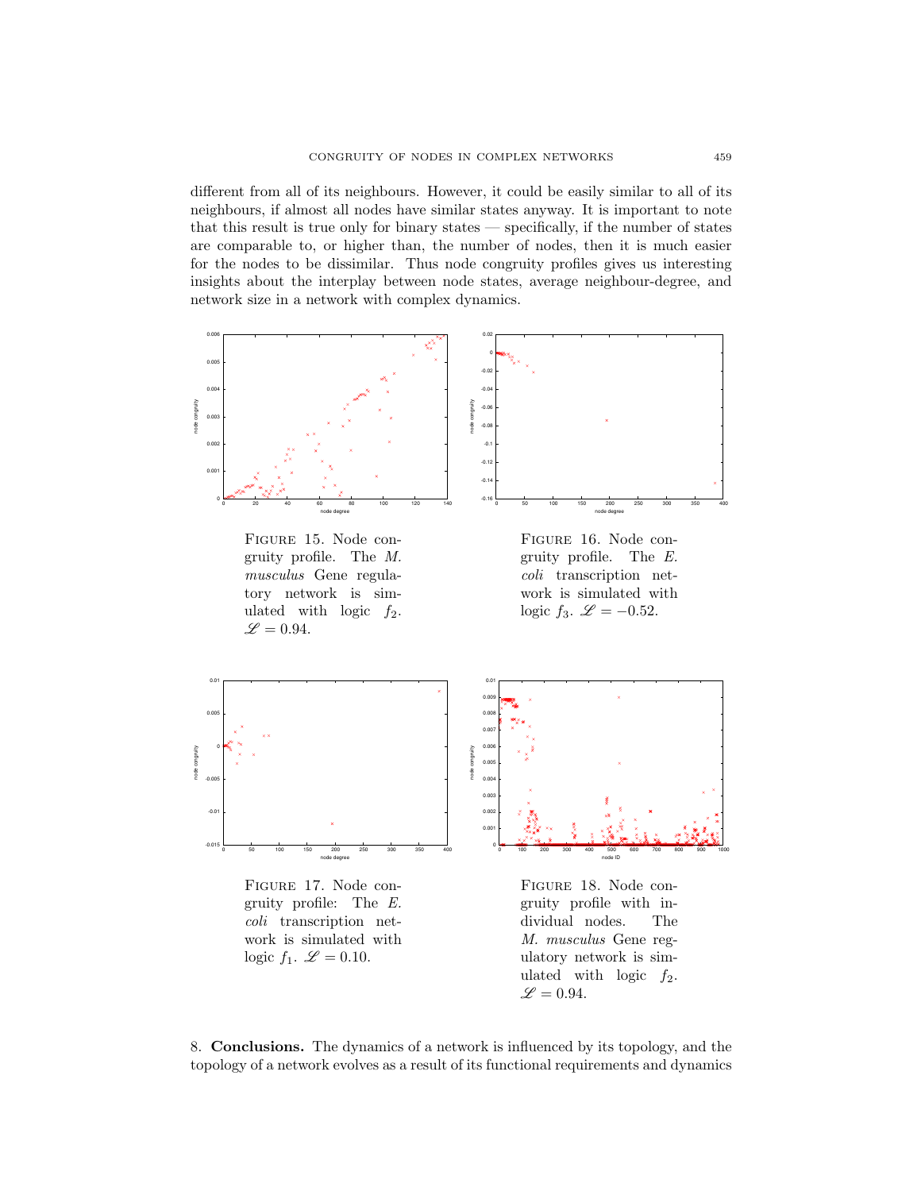different from all of its neighbours. However, it could be easily similar to all of its neighbours, if almost all nodes have similar states anyway. It is important to note that this result is true only for binary states — specifically, if the number of states are comparable to, or higher than, the number of nodes, then it is much easier for the nodes to be dissimilar. Thus node congruity profiles gives us interesting insights about the interplay between node states, average neighbour-degree, and network size in a network with complex dynamics.

FIGURE 15. Node congruity profile. The *M. musculus* Gene regulatory network is simulated with logic $f_2$. $\mathscr{L} = 0.94$.

FIGURE 16. Node congruity profile. The *E. coli* transcription network is simulated with logic $f_3$. $\mathscr{L} = -0.52$.

FIGURE 17. Node congruity profile: The *E. coli* transcription network is simulated with logic $f_1$. $\mathscr{L} = 0.10$.

FIGURE 18. Node congruity profile with individual nodes. The *M. musculus* Gene regulatory network is simulated with logic $f_2$. $\mathscr{L} = 0.94$.

8. **Conclusions.** The dynamics of a network is influenced by its topology, and the topology of a network evolves as a result of its functional requirements and dynamics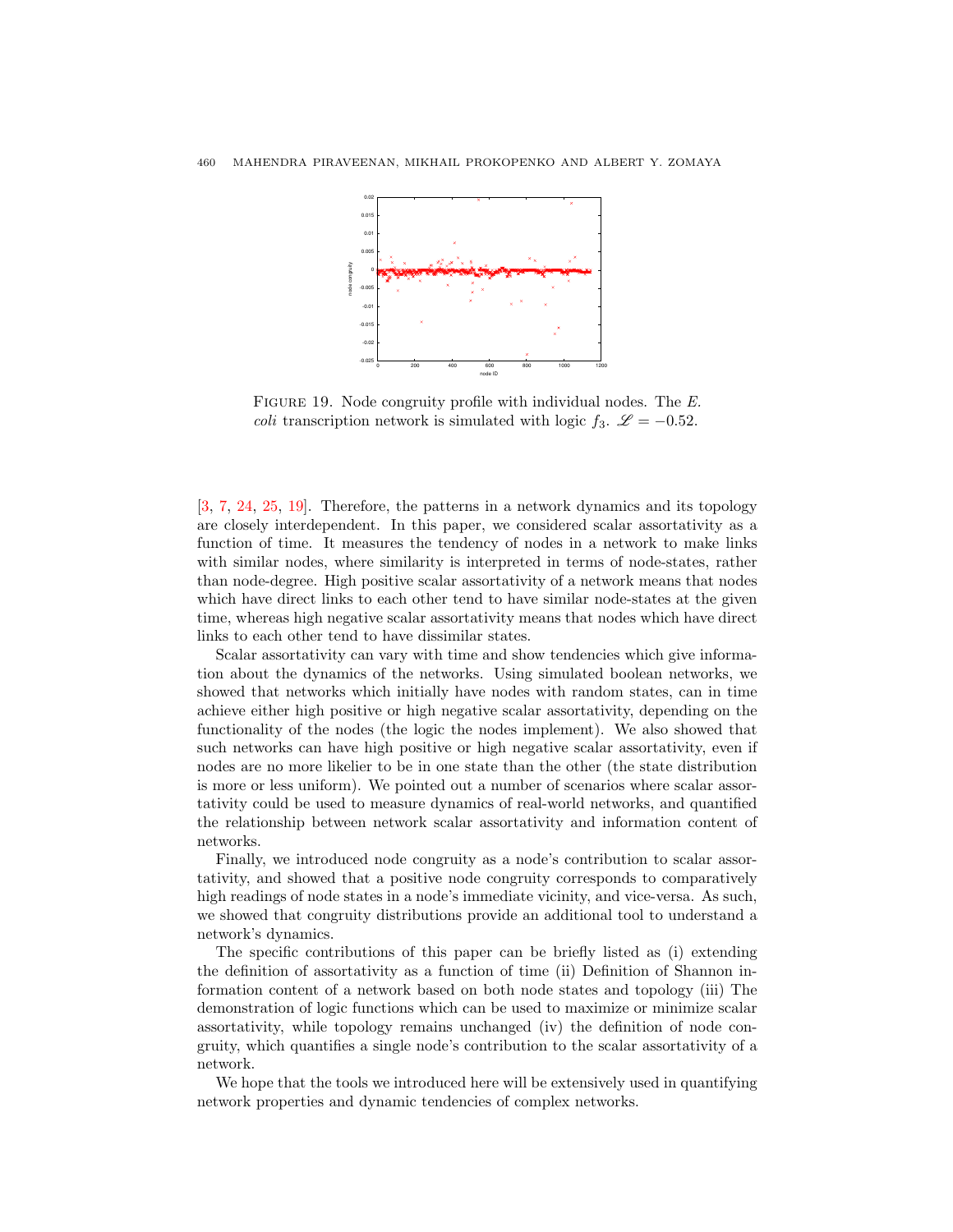FIGURE 19. Node congruity profile with individual nodes. The *E. coli* transcription network is simulated with logic $f_3$. $\mathscr{L} = -0.52$.

[3, 7, 24, 25, 19]. Therefore, the patterns in a network dynamics and its topology are closely interdependent. In this paper, we considered scalar assortativity as a function of time. It measures the tendency of nodes in a network to make links with similar nodes, where similarity is interpreted in terms of node-states, rather than node-degree. High positive scalar assortativity of a network means that nodes which have direct links to each other tend to have similar node-states at the given time, whereas high negative scalar assortativity means that nodes which have direct links to each other tend to have dissimilar states.

Scalar assortativity can vary with time and show tendencies which give information about the dynamics of the networks. Using simulated boolean networks, we showed that networks which initially have nodes with random states, can in time achieve either high positive or high negative scalar assortativity, depending on the functionality of the nodes (the logic the nodes implement). We also showed that such networks can have high positive or high negative scalar assortativity, even if nodes are no more likelier to be in one state than the other (the state distribution is more or less uniform). We pointed out a number of scenarios where scalar assortativity could be used to measure dynamics of real-world networks, and quantified the relationship between network scalar assortativity and information content of networks.

Finally, we introduced node congruity as a node's contribution to scalar assortativity, and showed that a positive node congruity corresponds to comparatively high readings of node states in a node's immediate vicinity, and vice-versa. As such, we showed that congruity distributions provide an additional tool to understand a network's dynamics.

The specific contributions of this paper can be briefly listed as (i) extending the definition of assortativity as a function of time (ii) Definition of Shannon information content of a network based on both node states and topology (iii) The demonstration of logic functions which can be used to maximize or minimize scalar assortativity, while topology remains unchanged (iv) the definition of node congruity, which quantifies a single node's contribution to the scalar assortativity of a network.

We hope that the tools we introduced here will be extensively used in quantifying network properties and dynamic tendencies of complex networks.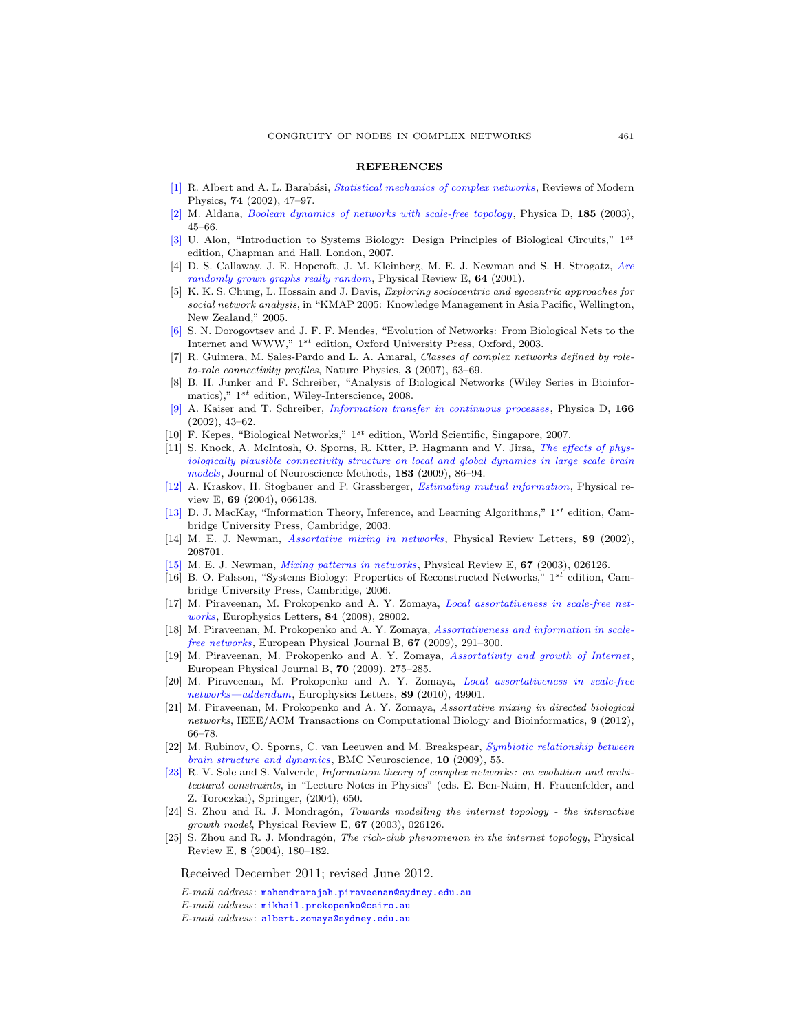## REFERENCES

[1] R. Albert and A. L. Barabási, *Statistical mechanics of complex networks*, Reviews of Modern Physics, **74** (2002), 47–97.

[2] M. Aldana, *Boolean dynamics of networks with scale-free topology*, Physica D, **185** (2003), 45–66.

[3] U. Alon, "Introduction to Systems Biology: Design Principles of Biological Circuits," $1^{st}$ edition, Chapman and Hall, London, 2007.

[4] D. S. Callaway, J. E. Hopcroft, J. M. Kleinberg, M. E. J. Newman and S. H. Strogatz, *Are randomly grown graphs really random*, Physical Review E, **64** (2001).

[5] K. K. S. Chung, L. Hossain and J. Davis, *Exploring sociocentric and egocentric approaches for social network analysis*, in "KMAP 2005: Knowledge Management in Asia Pacific, Wellington, New Zealand," 2005.

[6] S. N. Dorogovtsev and J. F. F. Mendes, "Evolution of Networks: From Biological Nets to the Internet and WWW," $1^{st}$ edition, Oxford University Press, Oxford, 2003.

[7] R. Guimera, M. Sales-Pardo and L. A. Amaral, *Classes of complex networks defined by role-to-role connectivity profiles*, Nature Physics, **3** (2007), 63–69.

[8] B. H. Junker and F. Schreiber, "Analysis of Biological Networks (Wiley Series in Bioinformatics)," $1^{st}$ edition, Wiley-Interscience, 2008.

[9] A. Kaiser and T. Schreiber, *Information transfer in continuous processes*, Physica D, **166** (2002), 43–62.

[10] F. Kepes, "Biological Networks," $1^{st}$ edition, World Scientific, Singapore, 2007.

[11] S. Knock, A. McIntosh, O. Sporns, R. Ktter, P. Hagmann and V. Jirsa, *The effects of physiologically plausible connectivity structure on local and global dynamics in large scale brain models*, Journal of Neuroscience Methods, **183** (2009), 86–94.

[12] A. Kraskov, H. Stögbauer and P. Grassberger, *Estimating mutual information*, Physical review E, **69** (2004), 066138.

[13] D. J. MacKay, "Information Theory, Inference, and Learning Algorithms," $1^{st}$ edition, Cambridge University Press, Cambridge, 2003.

[14] M. E. J. Newman, *Assortative mixing in networks*, Physical Review Letters, **89** (2002), 208701.

[15] M. E. J. Newman, *Mixing patterns in networks*, Physical Review E, **67** (2003), 026126.

[16] B. O. Palsson, "Systems Biology: Properties of Reconstructed Networks," $1^{st}$ edition, Cambridge University Press, Cambridge, 2006.

[17] M. Piraveenan, M. Prokopenko and A. Y. Zomaya, *Local assortativeness in scale-free networks*, Europhysics Letters, **84** (2008), 28002.

[18] M. Piraveenan, M. Prokopenko and A. Y. Zomaya, *Assortativeness and information in scale-free networks*, European Physical Journal B, **67** (2009), 291–300.

[19] M. Piraveenan, M. Prokopenko and A. Y. Zomaya, *Assortativity and growth of Internet*, European Physical Journal B, **70** (2009), 275–285.

[20] M. Piraveenan, M. Prokopenko and A. Y. Zomaya, *Local assortativeness in scale-free networks—addendum*, Europhysics Letters, **89** (2010), 49901.

[21] M. Piraveenan, M. Prokopenko and A. Y. Zomaya, *Assortative mixing in directed biological networks*, IEEE/ACM Transactions on Computational Biology and Bioinformatics, **9** (2012), 66–78.

[22] M. Rubinov, O. Sporns, C. van Leeuwen and M. Breakspear, *Symbiotic relationship between brain structure and dynamics*, BMC Neuroscience, **10** (2009), 55.

[23] R. V. Sole and S. Valverde, *Information theory of complex networks: on evolution and architectural constraints*, in "Lecture Notes in Physics" (eds. E. Ben-Naim, H. Frauenfelder, and Z. Toroczkai), Springer, (2004), 650.

[24] S. Zhou and R. J. Mondragón, *Towards modelling the internet topology - the interactive growth model*, Physical Review E, **67** (2003), 026126.

[25] S. Zhou and R. J. Mondragón, *The rich-club phenomenon in the internet topology*, Physical Review E, **8** (2004), 180–182.

Received December 2011; revised June 2012.

*E-mail address*: mahendrarajah.piraveenan@sydney.edu.au
*E-mail address*: mikhail.prokopenko@csiro.au
*E-mail address*: albert.zomaya@sydney.edu.au